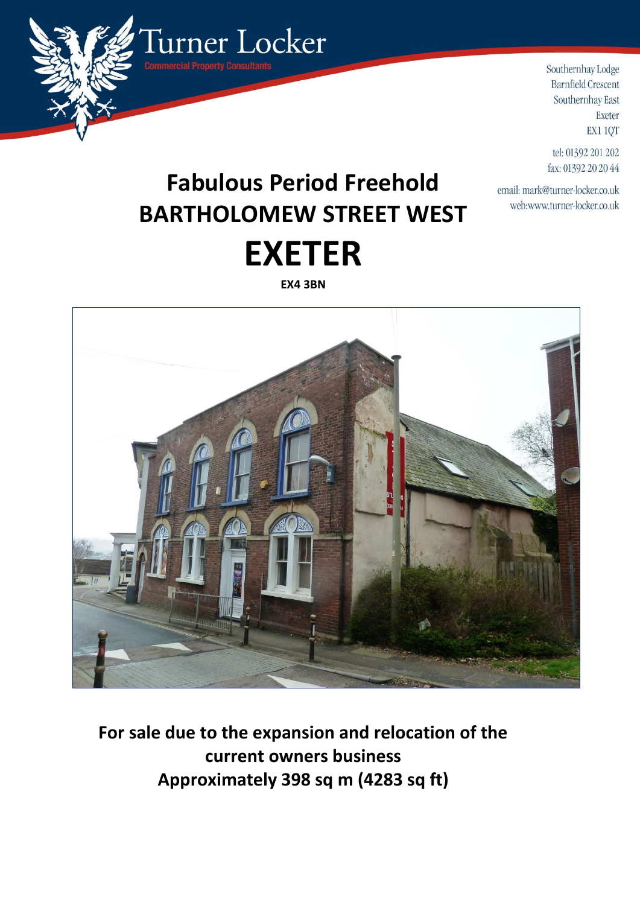Turner Locker

Commercial Property Consultants

Southernhay Lodge
Barnfield Crescent
Southernhay East
Exeter
EX1 1QT

tel: 01392 201 202
fax: 01392 20 20 44

email: mark@turner-locker.co.uk
web:www.turner-locker.co.uk

# Fabulous Period Freehold
# BARTHOLOMEW STREET WEST
# EXETER

**EX4 3BN**

**For sale due to the expansion and relocation of the current owners business**
**Approximately 398 sq m (4283 sq ft)**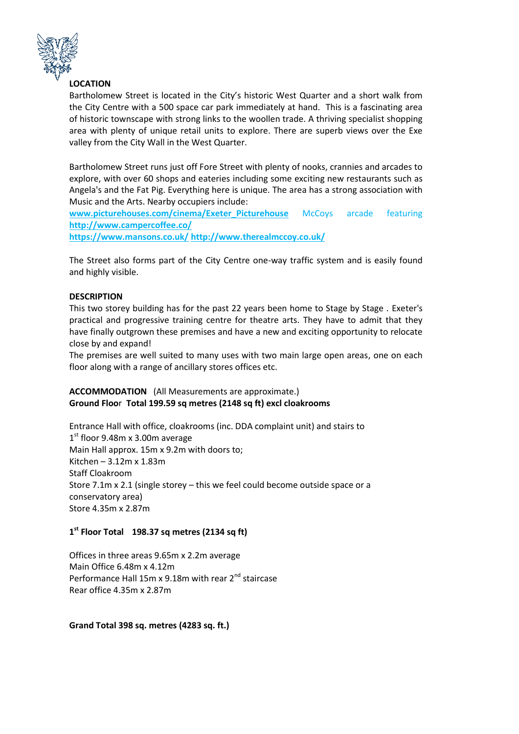**LOCATION**

Bartholomew Street is located in the City's historic West Quarter and a short walk from the City Centre with a 500 space car park immediately at hand. This is a fascinating area of historic townscape with strong links to the woollen trade. A thriving specialist shopping area with plenty of unique retail units to explore. There are superb views over the Exe valley from the City Wall in the West Quarter.

Bartholomew Street runs just off Fore Street with plenty of nooks, crannies and arcades to explore, with over 60 shops and eateries including some exciting new restaurants such as Angela's and the Fat Pig. Everything here is unique. The area has a strong association with Music and the Arts. Nearby occupiers include:
www.picturehouses.com/cinema/Exeter_Picturehouse McCoys arcade featuring http://www.campercoffee.co/
https://www.mansons.co.uk/ http://www.therealmccoy.co.uk/

The Street also forms part of the City Centre one-way traffic system and is easily found and highly visible.

**DESCRIPTION**

This two storey building has for the past 22 years been home to Stage by Stage . Exeter's practical and progressive training centre for theatre arts. They have to admit that they have finally outgrown these premises and have a new and exciting opportunity to relocate close by and expand!
The premises are well suited to many uses with two main large open areas, one on each floor along with a range of ancillary stores offices etc.

**ACCOMMODATION** (All Measurements are approximate.)
**Ground Floor Total 199.59 sq metres (2148 sq ft) excl cloakrooms**

Entrance Hall with office, cloakrooms (inc. DDA complaint unit) and stairs to 1st floor 9.48m x 3.00m average
Main Hall approx. 15m x 9.2m with doors to;
Kitchen – 3.12m x 1.83m
Staff Cloakroom
Store 7.1m x 2.1 (single storey – this we feel could become outside space or a conservatory area)
Store 4.35m x 2.87m

**1st Floor Total 198.37 sq metres (2134 sq ft)**

Offices in three areas 9.65m x 2.2m average
Main Office 6.48m x 4.12m
Performance Hall 15m x 9.18m with rear 2nd staircase
Rear office 4.35m x 2.87m

**Grand Total 398 sq. metres (4283 sq. ft.)**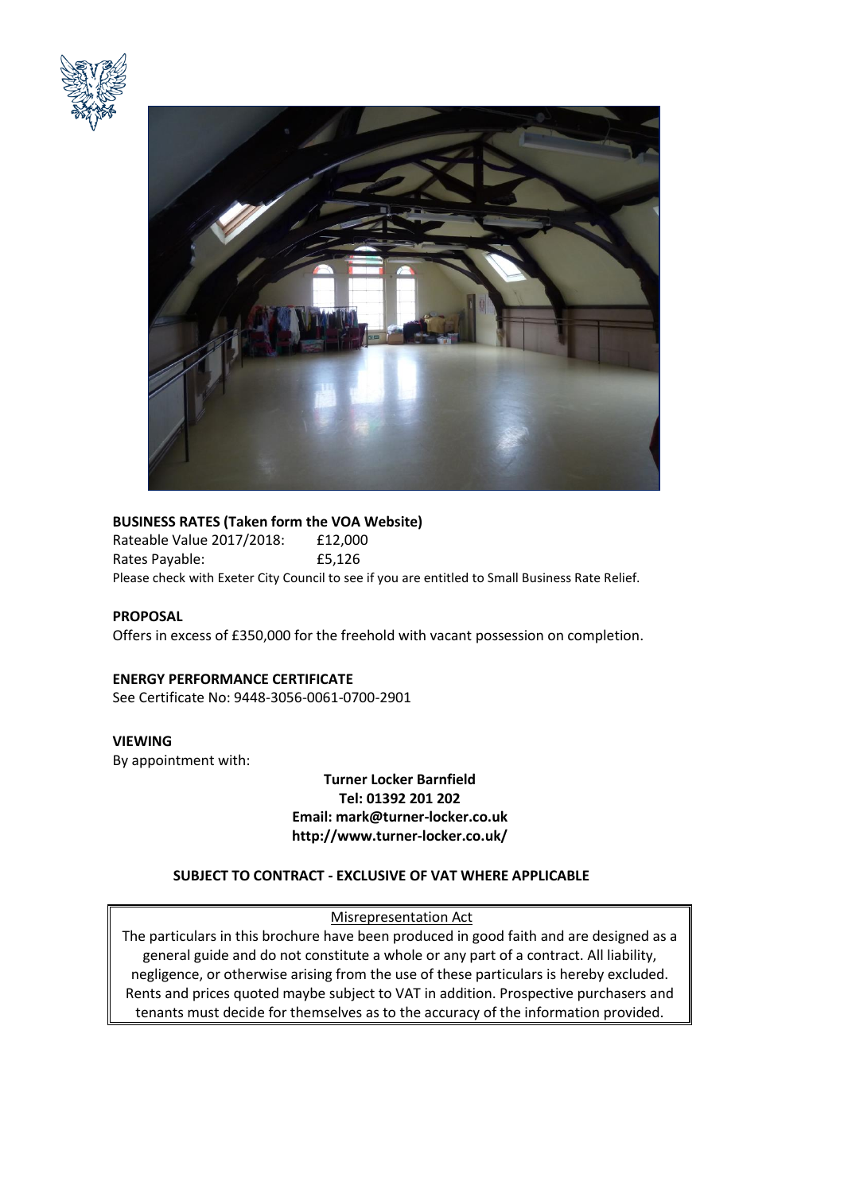**BUSINESS RATES (Taken form the VOA Website)**

Rateable Value 2017/2018: £12,000

Rates Payable: £5,126

Please check with Exeter City Council to see if you are entitled to Small Business Rate Relief.

**PROPOSAL**

Offers in excess of £350,000 for the freehold with vacant possession on completion.

**ENERGY PERFORMANCE CERTIFICATE**

See Certificate No: 9448-3056-0061-0700-2901

**VIEWING**

By appointment with:

**Turner Locker Barnfield**
**Tel: 01392 201 202**
**Email: mark@turner-locker.co.uk**
**http://www.turner-locker.co.uk/**

**SUBJECT TO CONTRACT - EXCLUSIVE OF VAT WHERE APPLICABLE**

Misrepresentation Act

The particulars in this brochure have been produced in good faith and are designed as a general guide and do not constitute a whole or any part of a contract. All liability, negligence, or otherwise arising from the use of these particulars is hereby excluded. Rents and prices quoted maybe subject to VAT in addition. Prospective purchasers and tenants must decide for themselves as to the accuracy of the information provided.